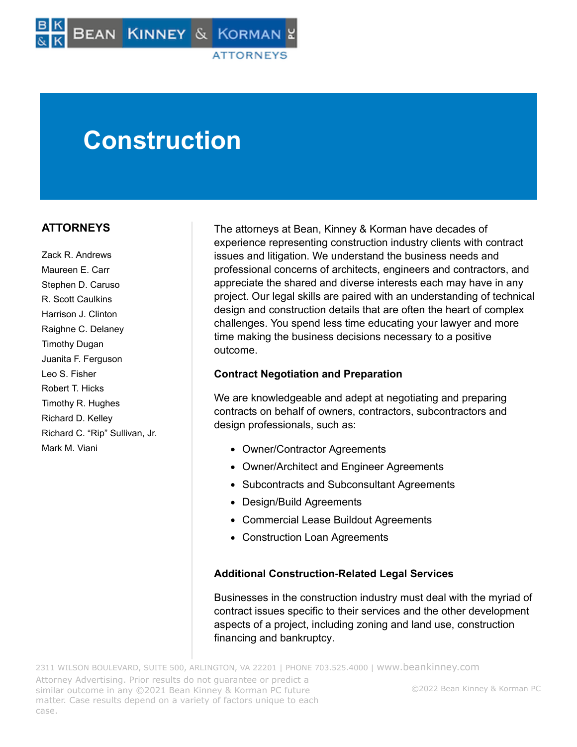# Construction

## ATTORNEYS

Zack R. Andrews
Maureen E. Carr
Stephen D. Caruso
R. Scott Caulkins
Harrison J. Clinton
Raighne C. Delaney
Timothy Dugan
Juanita F. Ferguson
Leo S. Fisher
Robert T. Hicks
Timothy R. Hughes
Richard D. Kelley
Richard C. "Rip" Sullivan, Jr.
Mark M. Viani

The attorneys at Bean, Kinney & Korman have decades of experience representing construction industry clients with contract issues and litigation. We understand the business needs and professional concerns of architects, engineers and contractors, and appreciate the shared and diverse interests each may have in any project. Our legal skills are paired with an understanding of technical design and construction details that are often the heart of complex challenges. You spend less time educating your lawyer and more time making the business decisions necessary to a positive outcome.

### Contract Negotiation and Preparation

We are knowledgeable and adept at negotiating and preparing contracts on behalf of owners, contractors, subcontractors and design professionals, such as:

- Owner/Contractor Agreements
- Owner/Architect and Engineer Agreements
- Subcontracts and Subconsultant Agreements
- Design/Build Agreements
- Commercial Lease Buildout Agreements
- Construction Loan Agreements

### Additional Construction-Related Legal Services

Businesses in the construction industry must deal with the myriad of contract issues specific to their services and the other development aspects of a project, including zoning and land use, construction financing and bankruptcy.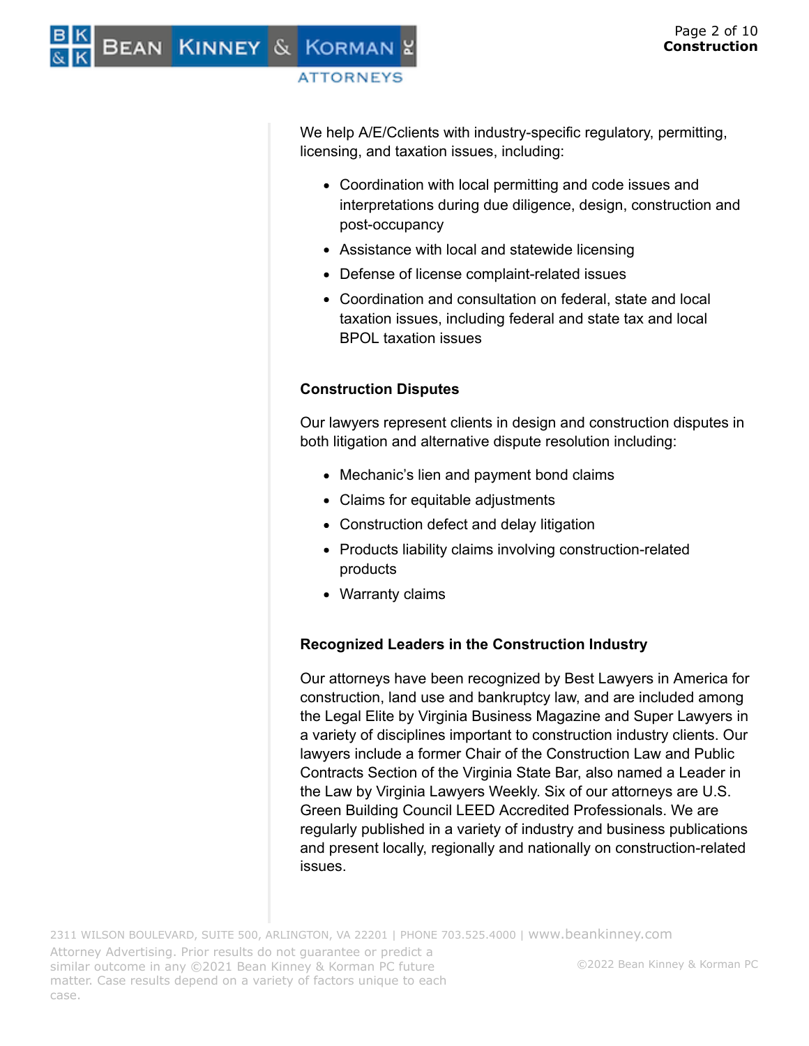We help A/E/Cclients with industry-specific regulatory, permitting, licensing, and taxation issues, including:

- Coordination with local permitting and code issues and interpretations during due diligence, design, construction and post-occupancy
- Assistance with local and statewide licensing
- Defense of license complaint-related issues
- Coordination and consultation on federal, state and local taxation issues, including federal and state tax and local BPOL taxation issues

**Construction Disputes**

Our lawyers represent clients in design and construction disputes in both litigation and alternative dispute resolution including:

- Mechanic's lien and payment bond claims
- Claims for equitable adjustments
- Construction defect and delay litigation
- Products liability claims involving construction-related products
- Warranty claims

**Recognized Leaders in the Construction Industry**

Our attorneys have been recognized by Best Lawyers in America for construction, land use and bankruptcy law, and are included among the Legal Elite by Virginia Business Magazine and Super Lawyers in a variety of disciplines important to construction industry clients. Our lawyers include a former Chair of the Construction Law and Public Contracts Section of the Virginia State Bar, also named a Leader in the Law by Virginia Lawyers Weekly. Six of our attorneys are U.S. Green Building Council LEED Accredited Professionals. We are regularly published in a variety of industry and business publications and present locally, regionally and nationally on construction-related issues.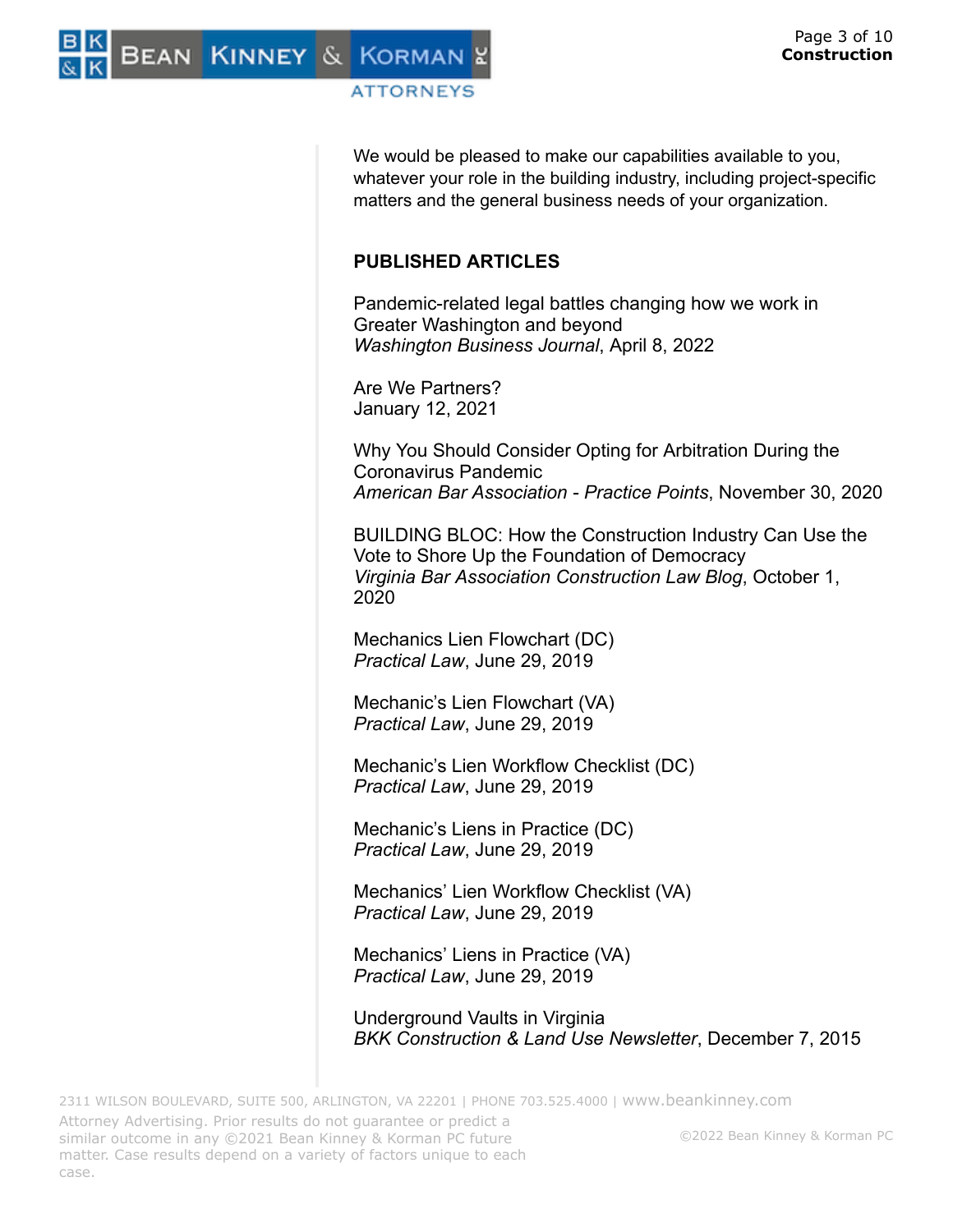We would be pleased to make our capabilities available to you, whatever your role in the building industry, including project-specific matters and the general business needs of your organization.

## PUBLISHED ARTICLES

Pandemic-related legal battles changing how we work in Greater Washington and beyond
*Washington Business Journal*, April 8, 2022

Are We Partners?
January 12, 2021

Why You Should Consider Opting for Arbitration During the Coronavirus Pandemic
*American Bar Association - Practice Points*, November 30, 2020

BUILDING BLOC: How the Construction Industry Can Use the Vote to Shore Up the Foundation of Democracy
*Virginia Bar Association Construction Law Blog*, October 1, 2020

Mechanics Lien Flowchart (DC)
*Practical Law*, June 29, 2019

Mechanic's Lien Flowchart (VA)
*Practical Law*, June 29, 2019

Mechanic's Lien Workflow Checklist (DC)
*Practical Law*, June 29, 2019

Mechanic's Liens in Practice (DC)
*Practical Law*, June 29, 2019

Mechanics' Lien Workflow Checklist (VA)
*Practical Law*, June 29, 2019

Mechanics' Liens in Practice (VA)
*Practical Law*, June 29, 2019

Underground Vaults in Virginia
*BKK Construction & Land Use Newsletter*, December 7, 2015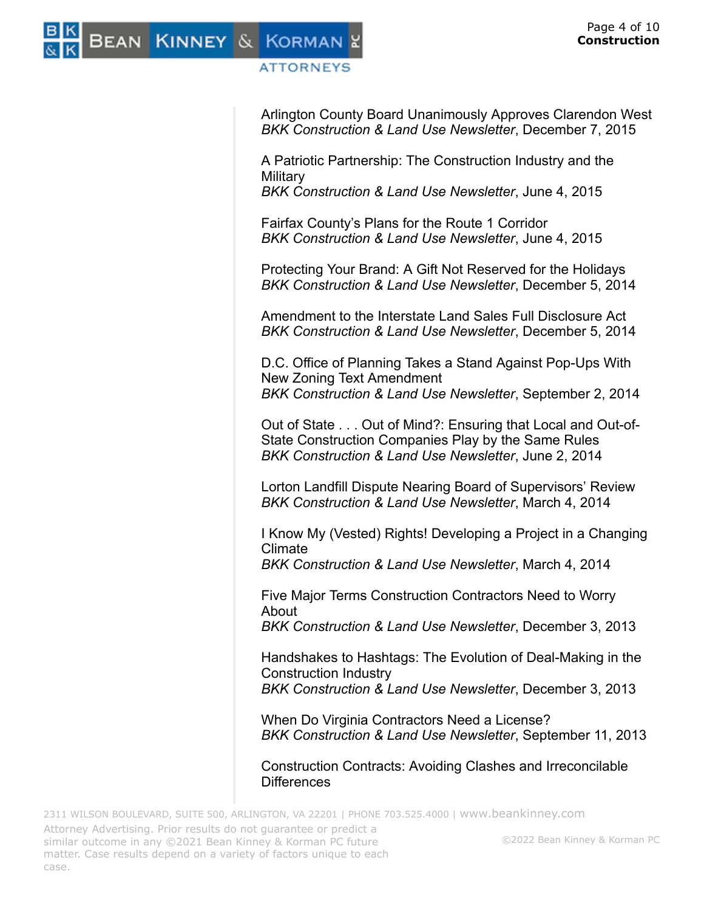Arlington County Board Unanimously Approves Clarendon West
*BKK Construction & Land Use Newsletter*, December 7, 2015

A Patriotic Partnership: The Construction Industry and the Military
*BKK Construction & Land Use Newsletter*, June 4, 2015

Fairfax County's Plans for the Route 1 Corridor
*BKK Construction & Land Use Newsletter*, June 4, 2015

Protecting Your Brand: A Gift Not Reserved for the Holidays
*BKK Construction & Land Use Newsletter*, December 5, 2014

Amendment to the Interstate Land Sales Full Disclosure Act
*BKK Construction & Land Use Newsletter*, December 5, 2014

D.C. Office of Planning Takes a Stand Against Pop-Ups With New Zoning Text Amendment
*BKK Construction & Land Use Newsletter*, September 2, 2014

Out of State . . . Out of Mind?: Ensuring that Local and Out-of-State Construction Companies Play by the Same Rules
*BKK Construction & Land Use Newsletter*, June 2, 2014

Lorton Landfill Dispute Nearing Board of Supervisors' Review
*BKK Construction & Land Use Newsletter*, March 4, 2014

I Know My (Vested) Rights! Developing a Project in a Changing Climate
*BKK Construction & Land Use Newsletter*, March 4, 2014

Five Major Terms Construction Contractors Need to Worry About
*BKK Construction & Land Use Newsletter*, December 3, 2013

Handshakes to Hashtags: The Evolution of Deal-Making in the Construction Industry
*BKK Construction & Land Use Newsletter*, December 3, 2013

When Do Virginia Contractors Need a License?
*BKK Construction & Land Use Newsletter*, September 11, 2013

Construction Contracts: Avoiding Clashes and Irreconcilable Differences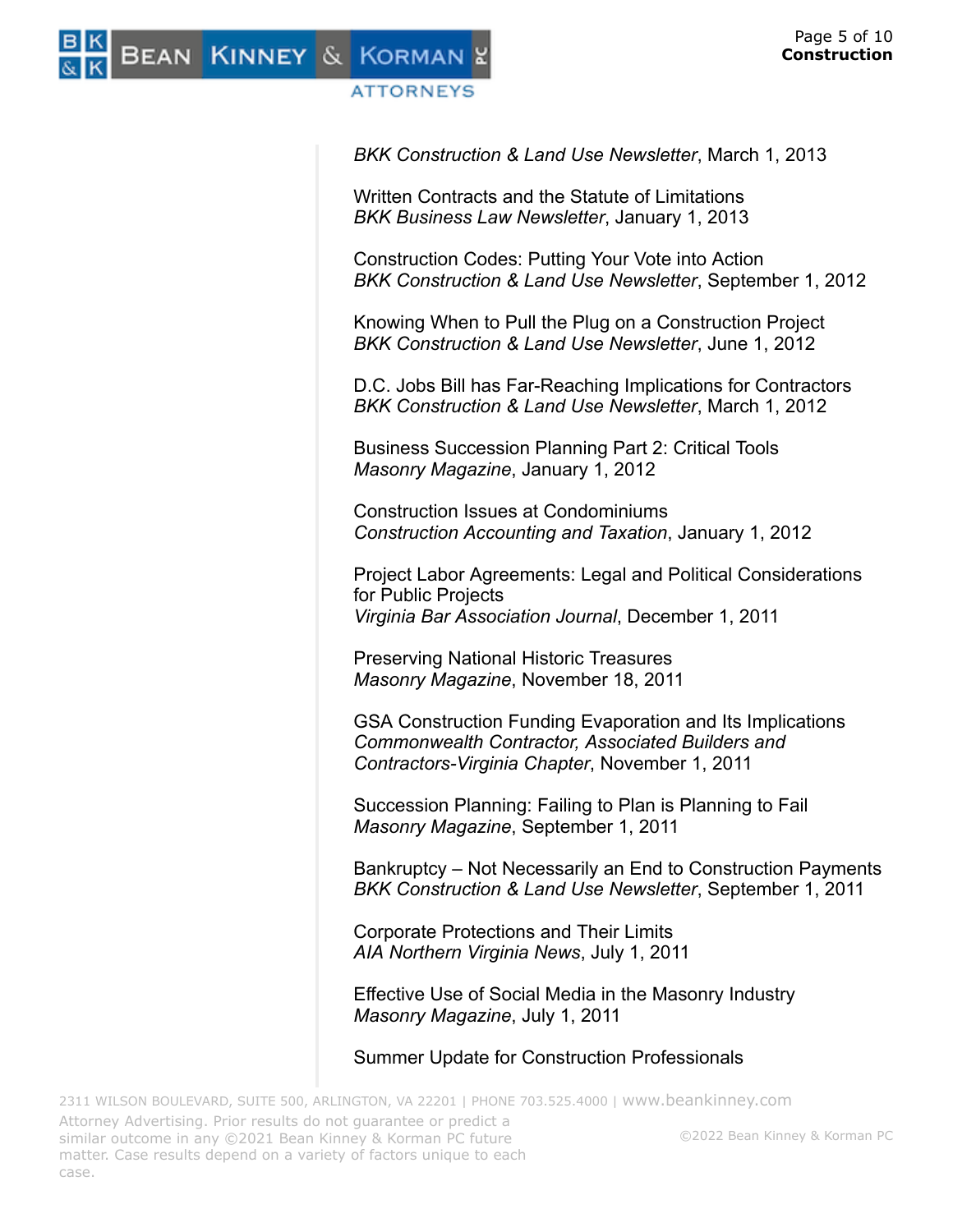*BKK Construction & Land Use Newsletter*, March 1, 2013

Written Contracts and the Statute of Limitations
*BKK Business Law Newsletter*, January 1, 2013

Construction Codes: Putting Your Vote into Action
*BKK Construction & Land Use Newsletter*, September 1, 2012

Knowing When to Pull the Plug on a Construction Project
*BKK Construction & Land Use Newsletter*, June 1, 2012

D.C. Jobs Bill has Far-Reaching Implications for Contractors
*BKK Construction & Land Use Newsletter*, March 1, 2012

Business Succession Planning Part 2: Critical Tools
*Masonry Magazine*, January 1, 2012

Construction Issues at Condominiums
*Construction Accounting and Taxation*, January 1, 2012

Project Labor Agreements: Legal and Political Considerations for Public Projects
*Virginia Bar Association Journal*, December 1, 2011

Preserving National Historic Treasures
*Masonry Magazine*, November 18, 2011

GSA Construction Funding Evaporation and Its Implications
*Commonwealth Contractor, Associated Builders and Contractors-Virginia Chapter*, November 1, 2011

Succession Planning: Failing to Plan is Planning to Fail
*Masonry Magazine*, September 1, 2011

Bankruptcy – Not Necessarily an End to Construction Payments
*BKK Construction & Land Use Newsletter*, September 1, 2011

Corporate Protections and Their Limits
*AIA Northern Virginia News*, July 1, 2011

Effective Use of Social Media in the Masonry Industry
*Masonry Magazine*, July 1, 2011

Summer Update for Construction Professionals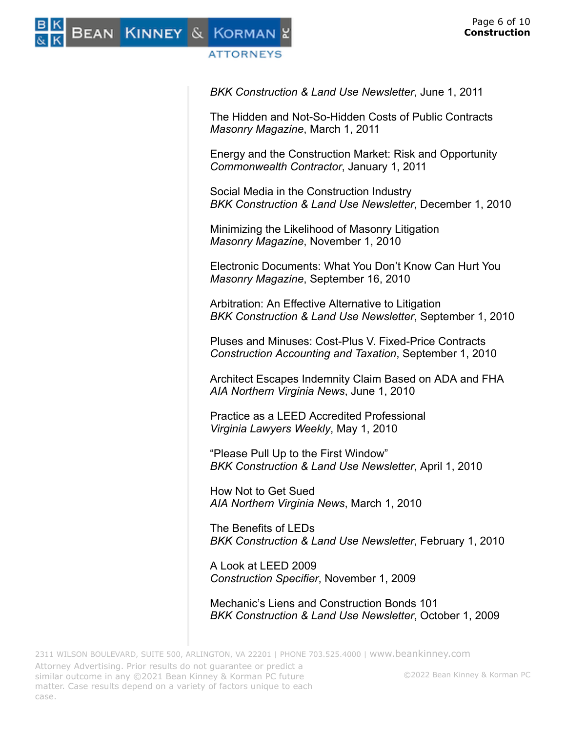*BKK Construction & Land Use Newsletter*, June 1, 2011

The Hidden and Not-So-Hidden Costs of Public Contracts
*Masonry Magazine*, March 1, 2011

Energy and the Construction Market: Risk and Opportunity
*Commonwealth Contractor*, January 1, 2011

Social Media in the Construction Industry
*BKK Construction & Land Use Newsletter*, December 1, 2010

Minimizing the Likelihood of Masonry Litigation
*Masonry Magazine*, November 1, 2010

Electronic Documents: What You Don't Know Can Hurt You
*Masonry Magazine*, September 16, 2010

Arbitration: An Effective Alternative to Litigation
*BKK Construction & Land Use Newsletter*, September 1, 2010

Pluses and Minuses: Cost-Plus V. Fixed-Price Contracts
*Construction Accounting and Taxation*, September 1, 2010

Architect Escapes Indemnity Claim Based on ADA and FHA
*AIA Northern Virginia News*, June 1, 2010

Practice as a LEED Accredited Professional
*Virginia Lawyers Weekly*, May 1, 2010

"Please Pull Up to the First Window"
*BKK Construction & Land Use Newsletter*, April 1, 2010

How Not to Get Sued
*AIA Northern Virginia News*, March 1, 2010

The Benefits of LEDs
*BKK Construction & Land Use Newsletter*, February 1, 2010

A Look at LEED 2009
*Construction Specifier*, November 1, 2009

Mechanic's Liens and Construction Bonds 101
*BKK Construction & Land Use Newsletter*, October 1, 2009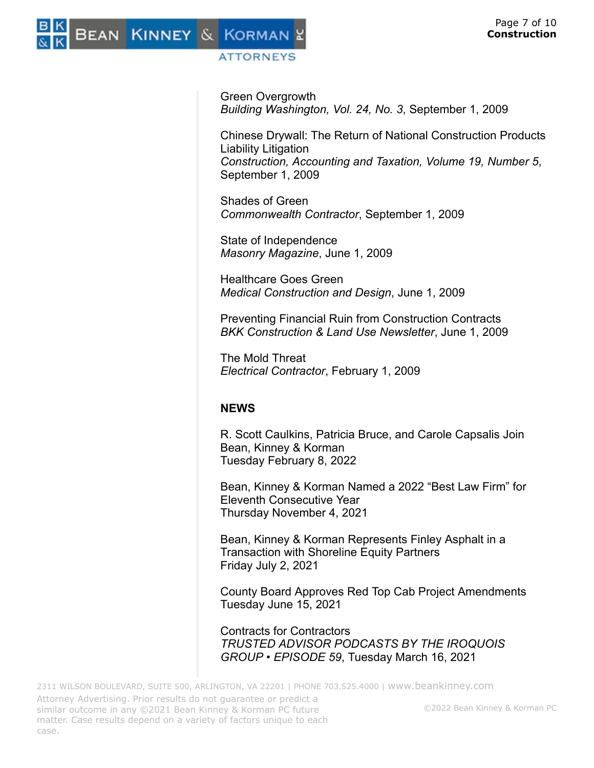Green Overgrowth
*Building Washington, Vol. 24, No. 3*, September 1, 2009

Chinese Drywall: The Return of National Construction Products Liability Litigation
*Construction, Accounting and Taxation, Volume 19, Number 5*, September 1, 2009

Shades of Green
*Commonwealth Contractor*, September 1, 2009

State of Independence
*Masonry Magazine*, June 1, 2009

Healthcare Goes Green
*Medical Construction and Design*, June 1, 2009

Preventing Financial Ruin from Construction Contracts
*BKK Construction & Land Use Newsletter*, June 1, 2009

The Mold Threat
*Electrical Contractor*, February 1, 2009

## NEWS

R. Scott Caulkins, Patricia Bruce, and Carole Capsalis Join Bean, Kinney & Korman
Tuesday February 8, 2022

Bean, Kinney & Korman Named a 2022 "Best Law Firm" for Eleventh Consecutive Year
Thursday November 4, 2021

Bean, Kinney & Korman Represents Finley Asphalt in a Transaction with Shoreline Equity Partners
Friday July 2, 2021

County Board Approves Red Top Cab Project Amendments
Tuesday June 15, 2021

Contracts for Contractors
*TRUSTED ADVISOR PODCASTS BY THE IROQUOIS GROUP • EPISODE 59*, Tuesday March 16, 2021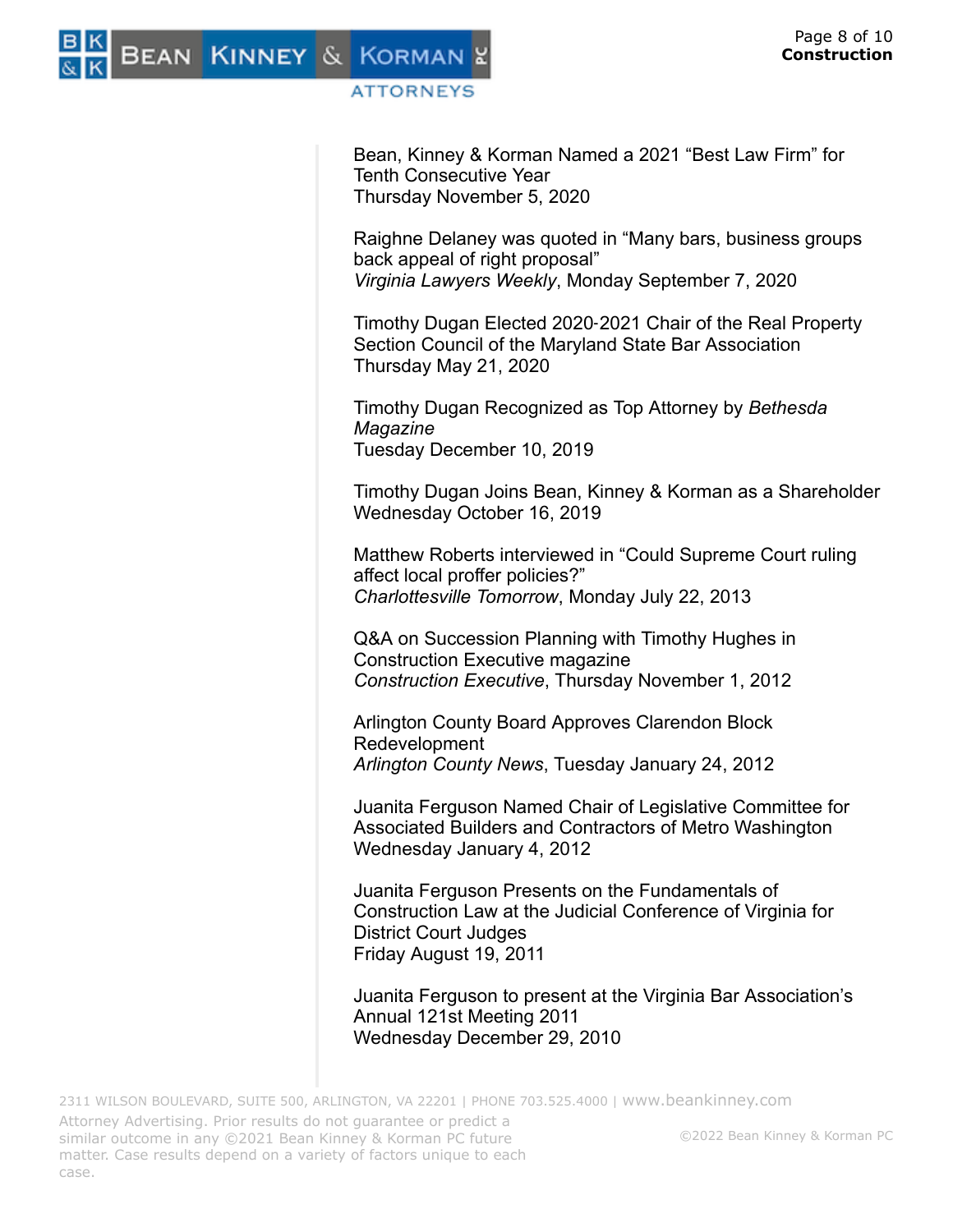Bean, Kinney & Korman Named a 2021 “Best Law Firm” for Tenth Consecutive Year
Thursday November 5, 2020

Raighne Delaney was quoted in “Many bars, business groups back appeal of right proposal”
*Virginia Lawyers Weekly*, Monday September 7, 2020

Timothy Dugan Elected 2020-2021 Chair of the Real Property Section Council of the Maryland State Bar Association
Thursday May 21, 2020

Timothy Dugan Recognized as Top Attorney by *Bethesda Magazine*
Tuesday December 10, 2019

Timothy Dugan Joins Bean, Kinney & Korman as a Shareholder
Wednesday October 16, 2019

Matthew Roberts interviewed in “Could Supreme Court ruling affect local proffer policies?”
*Charlottesville Tomorrow*, Monday July 22, 2013

Q&A on Succession Planning with Timothy Hughes in Construction Executive magazine
*Construction Executive*, Thursday November 1, 2012

Arlington County Board Approves Clarendon Block Redevelopment
*Arlington County News*, Tuesday January 24, 2012

Juanita Ferguson Named Chair of Legislative Committee for Associated Builders and Contractors of Metro Washington
Wednesday January 4, 2012

Juanita Ferguson Presents on the Fundamentals of Construction Law at the Judicial Conference of Virginia for District Court Judges
Friday August 19, 2011

Juanita Ferguson to present at the Virginia Bar Association’s Annual 121st Meeting 2011
Wednesday December 29, 2010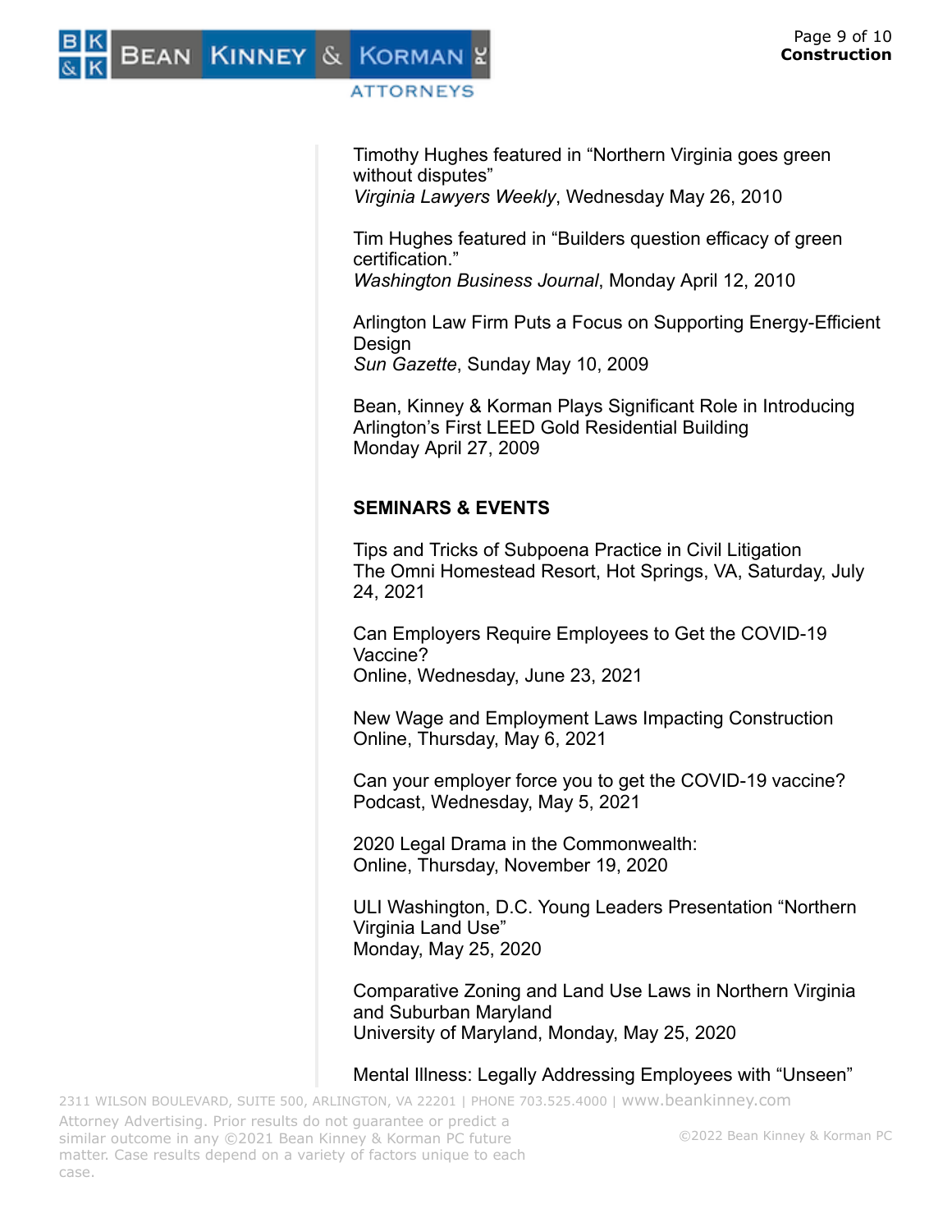Timothy Hughes featured in "Northern Virginia goes green without disputes"
*Virginia Lawyers Weekly*, Wednesday May 26, 2010

Tim Hughes featured in "Builders question efficacy of green certification."
*Washington Business Journal*, Monday April 12, 2010

Arlington Law Firm Puts a Focus on Supporting Energy-Efficient Design
*Sun Gazette*, Sunday May 10, 2009

Bean, Kinney & Korman Plays Significant Role in Introducing Arlington's First LEED Gold Residential Building
Monday April 27, 2009

**SEMINARS & EVENTS**

Tips and Tricks of Subpoena Practice in Civil Litigation
The Omni Homestead Resort, Hot Springs, VA, Saturday, July 24, 2021

Can Employers Require Employees to Get the COVID-19 Vaccine?
Online, Wednesday, June 23, 2021

New Wage and Employment Laws Impacting Construction
Online, Thursday, May 6, 2021

Can your employer force you to get the COVID-19 vaccine?
Podcast, Wednesday, May 5, 2021

2020 Legal Drama in the Commonwealth:
Online, Thursday, November 19, 2020

ULI Washington, D.C. Young Leaders Presentation "Northern Virginia Land Use"
Monday, May 25, 2020

Comparative Zoning and Land Use Laws in Northern Virginia and Suburban Maryland
University of Maryland, Monday, May 25, 2020

Mental Illness: Legally Addressing Employees with "Unseen"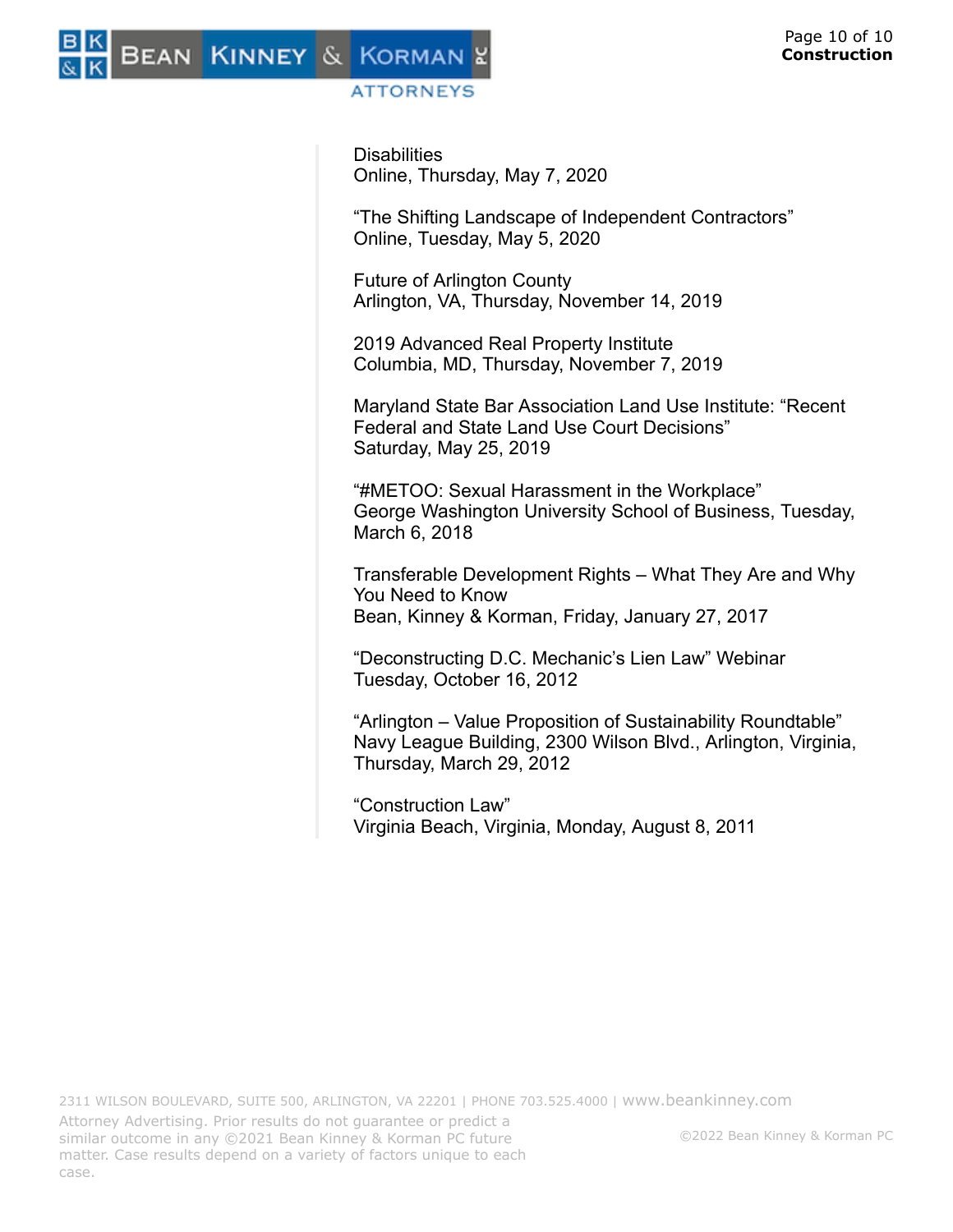Disabilities
Online, Thursday, May 7, 2020

“The Shifting Landscape of Independent Contractors”
Online, Tuesday, May 5, 2020

Future of Arlington County
Arlington, VA, Thursday, November 14, 2019

2019 Advanced Real Property Institute
Columbia, MD, Thursday, November 7, 2019

Maryland State Bar Association Land Use Institute: “Recent Federal and State Land Use Court Decisions”
Saturday, May 25, 2019

“#METOO: Sexual Harassment in the Workplace”
George Washington University School of Business, Tuesday, March 6, 2018

Transferable Development Rights – What They Are and Why You Need to Know
Bean, Kinney & Korman, Friday, January 27, 2017

“Deconstructing D.C. Mechanic’s Lien Law” Webinar
Tuesday, October 16, 2012

“Arlington – Value Proposition of Sustainability Roundtable”
Navy League Building, 2300 Wilson Blvd., Arlington, Virginia, Thursday, March 29, 2012

“Construction Law”
Virginia Beach, Virginia, Monday, August 8, 2011